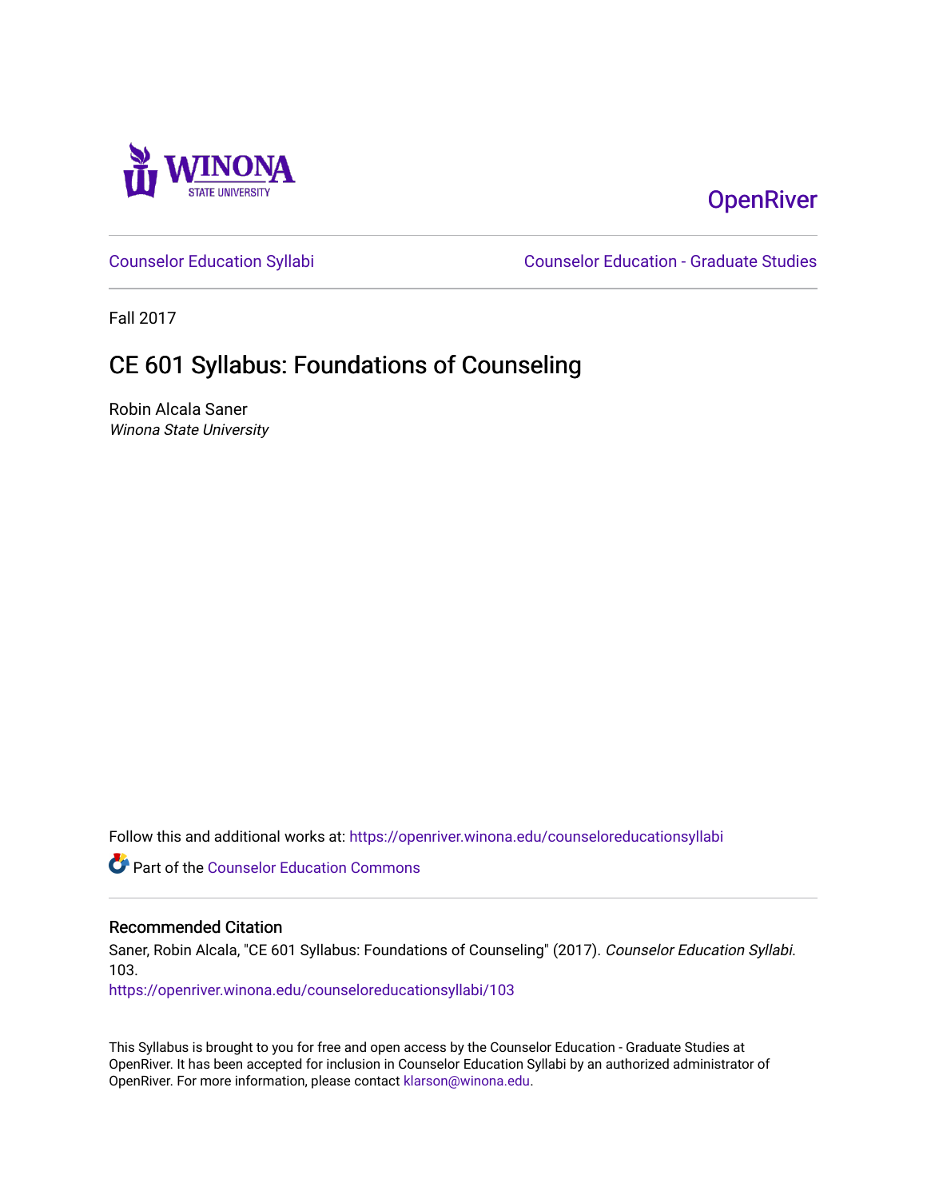Winona State University

OpenRiver

Counselor Education Syllabi

Counselor Education - Graduate Studies

Fall 2017

# CE 601 Syllabus: Foundations of Counseling

Robin Alcala Saner
*Winona State University*

Follow this and additional works at: https://openriver.winona.edu/counseloreducationsyllabi

Part of the Counselor Education Commons

## Recommended Citation

Saner, Robin Alcala, "CE 601 Syllabus: Foundations of Counseling" (2017). *Counselor Education Syllabi*. 103.
https://openriver.winona.edu/counseloreducationsyllabi/103

This Syllabus is brought to you for free and open access by the Counselor Education - Graduate Studies at OpenRiver. It has been accepted for inclusion in Counselor Education Syllabi by an authorized administrator of OpenRiver. For more information, please contact klarson@winona.edu.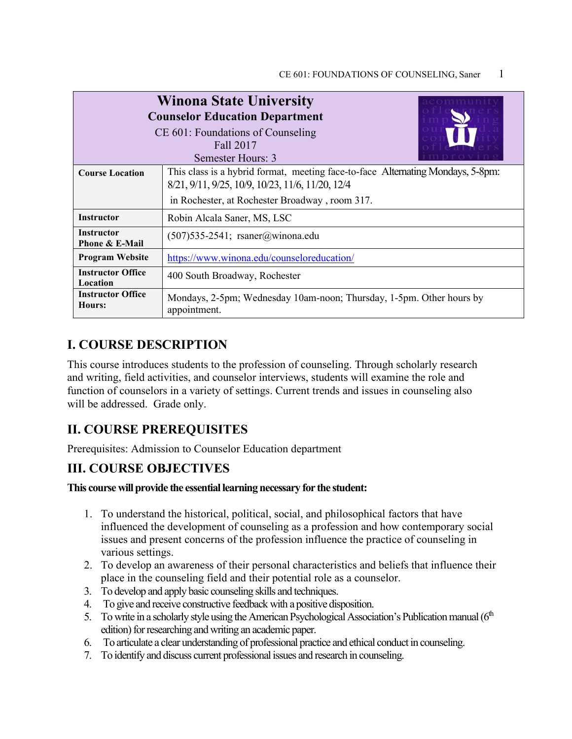| Winona State University<br>Counselor Education Department<br>CE 601: Foundations of Counseling<br>Fall 2017<br>Semester Hours: 3 | |
|---|---|
| **Course Location** | This class is a hybrid format, meeting face-to-face Alternating Mondays, 5-8pm: 8/21, 9/11, 9/25, 10/9, 10/23, 11/6, 11/20, 12/4<br>in Rochester, at Rochester Broadway , room 317. |
| **Instructor** | Robin Alcala Saner, MS, LSC |
| **Instructor Phone & E-Mail** | (507)535-2541; rsaner@winona.edu |
| **Program Website** | https://www.winona.edu/counseloreducation/ |
| **Instructor Office Location** | 400 South Broadway, Rochester |
| **Instructor Office Hours:** | Mondays, 2-5pm; Wednesday 10am-noon; Thursday, 1-5pm. Other hours by appointment. |

## I. COURSE DESCRIPTION

This course introduces students to the profession of counseling. Through scholarly research and writing, field activities, and counselor interviews, students will examine the role and function of counselors in a variety of settings. Current trends and issues in counseling also will be addressed. Grade only.

## II. COURSE PREREQUISITES

Prerequisites: Admission to Counselor Education department

## III. COURSE OBJECTIVES

**This course will provide the essential learning necessary for the student:**

1. To understand the historical, political, social, and philosophical factors that have influenced the development of counseling as a profession and how contemporary social issues and present concerns of the profession influence the practice of counseling in various settings.
2. To develop an awareness of their personal characteristics and beliefs that influence their place in the counseling field and their potential role as a counselor.
3. To develop and apply basic counseling skills and techniques.
4. To give and receive constructive feedback with a positive disposition.
5. To write in a scholarly style using the American Psychological Association's Publication manual (6th edition) for researching and writing an academic paper.
6. To articulate a clear understanding of professional practice and ethical conduct in counseling.
7. To identify and discuss current professional issues and research in counseling.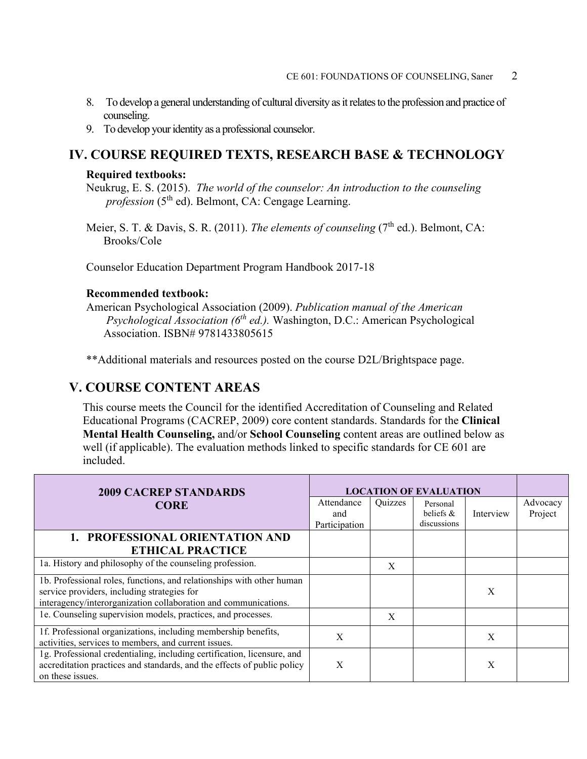8. To develop a general understanding of cultural diversity as it relates to the profession and practice of counseling.
9. To develop your identity as a professional counselor.

## IV. COURSE REQUIRED TEXTS, RESEARCH BASE & TECHNOLOGY

**Required textbooks:**

Neukrug, E. S. (2015). *The world of the counselor: An introduction to the counseling profession* (5th ed). Belmont, CA: Cengage Learning.

Meier, S. T. & Davis, S. R. (2011). *The elements of counseling* (7th ed.). Belmont, CA: Brooks/Cole

Counselor Education Department Program Handbook 2017-18

**Recommended textbook:**

American Psychological Association (2009). *Publication manual of the American Psychological Association (6th ed.).* Washington, D.C.: American Psychological Association. ISBN# 9781433805615

**Additional materials and resources posted on the course D2L/Brightspace page.

## V. COURSE CONTENT AREAS

This course meets the Council for the identified Accreditation of Counseling and Related Educational Programs (CACREP, 2009) core content standards. Standards for the **Clinical Mental Health Counseling,** and/or **School Counseling** content areas are outlined below as well (if applicable). The evaluation methods linked to specific standards for CE 601 are included.

| 2009 CACREP STANDARDS CORE | LOCATION OF EVALUATION | | | | |
|---|---|---|---|---|---|
| | Attendance and Participation | Quizzes | Personal beliefs & discussions | Interview | Advocacy Project |
| **1. PROFESSIONAL ORIENTATION AND ETHICAL PRACTICE** | | | | | |
| 1a. History and philosophy of the counseling profession. | | X | | | |
| 1b. Professional roles, functions, and relationships with other human service providers, including strategies for interagency/interorganization collaboration and communications. | | | | X | |
| 1e. Counseling supervision models, practices, and processes. | | X | | | |
| 1f. Professional organizations, including membership benefits, activities, services to members, and current issues. | X | | | X | |
| 1g. Professional credentialing, including certification, licensure, and accreditation practices and standards, and the effects of public policy on these issues. | X | | | X | |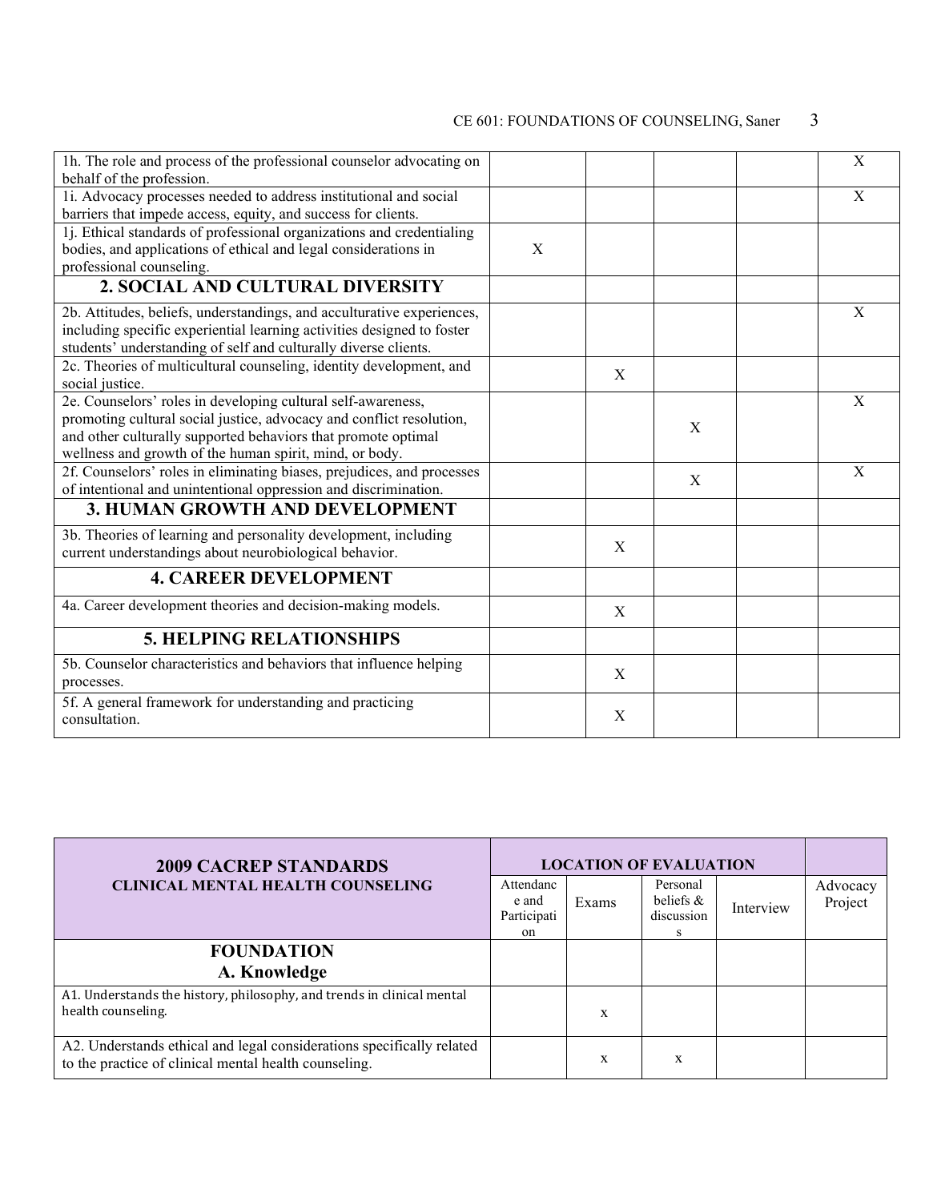| | | | | | |
|---|---|---|---|---|---|
| 1h. The role and process of the professional counselor advocating on behalf of the profession. | | | | | X |
| 1i. Advocacy processes needed to address institutional and social barriers that impede access, equity, and success for clients. | | | | | X |
| 1j. Ethical standards of professional organizations and credentialing bodies, and applications of ethical and legal considerations in professional counseling. | X | | | | |
| **2. SOCIAL AND CULTURAL DIVERSITY** | | | | | |
| 2b. Attitudes, beliefs, understandings, and acculturative experiences, including specific experiential learning activities designed to foster students' understanding of self and culturally diverse clients. | | | | | X |
| 2c. Theories of multicultural counseling, identity development, and social justice. | | X | | | |
| 2e. Counselors' roles in developing cultural self-awareness, promoting cultural social justice, advocacy and conflict resolution, and other culturally supported behaviors that promote optimal wellness and growth of the human spirit, mind, or body. | | | X | | X |
| 2f. Counselors' roles in eliminating biases, prejudices, and processes of intentional and unintentional oppression and discrimination. | | | X | | X |
| **3. HUMAN GROWTH AND DEVELOPMENT** | | | | | |
| 3b. Theories of learning and personality development, including current understandings about neurobiological behavior. | | X | | | |
| **4. CAREER DEVELOPMENT** | | | | | |
| 4a. Career development theories and decision-making models. | | X | | | |
| **5. HELPING RELATIONSHIPS** | | | | | |
| 5b. Counselor characteristics and behaviors that influence helping processes. | | X | | | |
| 5f. A general framework for understanding and practicing consultation. | | X | | | |

| **2009 CACREP STANDARDS** **CLINICAL MENTAL HEALTH COUNSELING** | **LOCATION OF EVALUATION** | | | | |
|---|---|---|---|---|---|
| | Attendance and Participation | Exams | Personal beliefs & discussions | Interview | Advocacy Project |
| **FOUNDATION** **A. Knowledge** | | | | | |
| A1. Understands the history, philosophy, and trends in clinical mental health counseling. | | x | | | |
| A2. Understands ethical and legal considerations specifically related to the practice of clinical mental health counseling. | | x | x | | |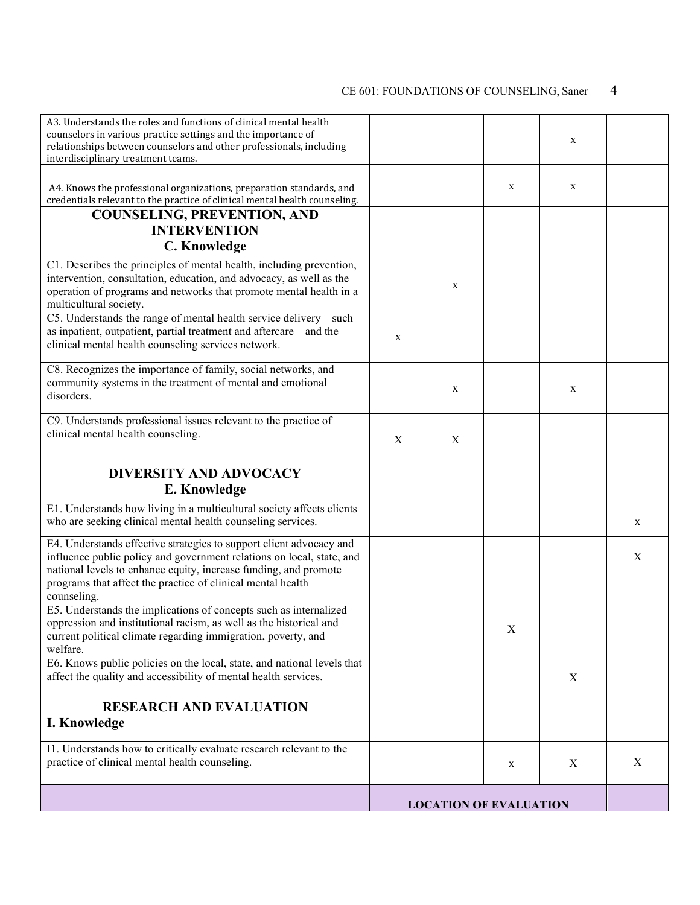| | | | | | |
|---|---|---|---|---|---|
| A3. Understands the roles and functions of clinical mental health counselors in various practice settings and the importance of relationships between counselors and other professionals, including interdisciplinary treatment teams. | | | | x | |
| A4. Knows the professional organizations, preparation standards, and credentials relevant to the practice of clinical mental health counseling. | | | x | x | |
| **COUNSELING, PREVENTION, AND INTERVENTION C. Knowledge** | | | | | |
| C1. Describes the principles of mental health, including prevention, intervention, consultation, education, and advocacy, as well as the operation of programs and networks that promote mental health in a multicultural society. | | x | | | |
| C5. Understands the range of mental health service delivery—such as inpatient, outpatient, partial treatment and aftercare—and the clinical mental health counseling services network. | x | | | | |
| C8. Recognizes the importance of family, social networks, and community systems in the treatment of mental and emotional disorders. | | x | | x | |
| C9. Understands professional issues relevant to the practice of clinical mental health counseling. | X | X | | | |
| **DIVERSITY AND ADVOCACY E. Knowledge** | | | | | |
| E1. Understands how living in a multicultural society affects clients who are seeking clinical mental health counseling services. | | | | | x |
| E4. Understands effective strategies to support client advocacy and influence public policy and government relations on local, state, and national levels to enhance equity, increase funding, and promote programs that affect the practice of clinical mental health counseling. | | | | | X |
| E5. Understands the implications of concepts such as internalized oppression and institutional racism, as well as the historical and current political climate regarding immigration, poverty, and welfare. | | | X | | |
| E6. Knows public policies on the local, state, and national levels that affect the quality and accessibility of mental health services. | | | | X | |
| **RESEARCH AND EVALUATION I. Knowledge** | | | | | |
| I1. Understands how to critically evaluate research relevant to the practice of clinical mental health counseling. | | | x | X | X |
| | **LOCATION OF EVALUATION** | | | | |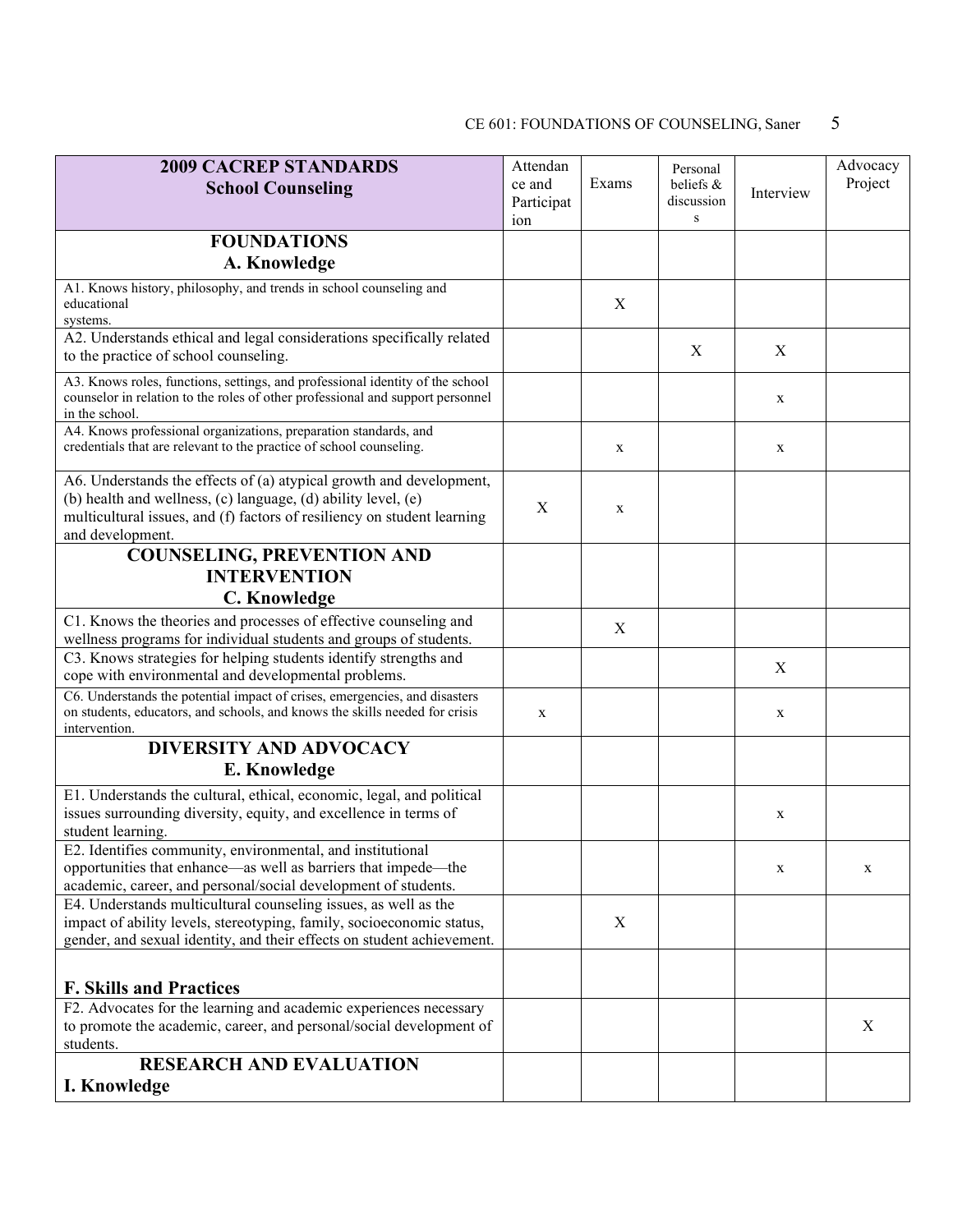| 2009 CACREP STANDARDS School Counseling | Attendance and Participation | Exams | Personal beliefs & discussions | Interview | Advocacy Project |
|---|---|---|---|---|---|
| **FOUNDATIONS A. Knowledge** | | | | | |
| A1. Knows history, philosophy, and trends in school counseling and educational systems. | | X | | | |
| A2. Understands ethical and legal considerations specifically related to the practice of school counseling. | | | X | X | |
| A3. Knows roles, functions, settings, and professional identity of the school counselor in relation to the roles of other professional and support personnel in the school. | | | | x | |
| A4. Knows professional organizations, preparation standards, and credentials that are relevant to the practice of school counseling. | | x | | x | |
| A6. Understands the effects of (a) atypical growth and development, (b) health and wellness, (c) language, (d) ability level, (e) multicultural issues, and (f) factors of resiliency on student learning and development. | X | x | | | |
| **COUNSELING, PREVENTION AND INTERVENTION C. Knowledge** | | | | | |
| C1. Knows the theories and processes of effective counseling and wellness programs for individual students and groups of students. | | X | | | |
| C3. Knows strategies for helping students identify strengths and cope with environmental and developmental problems. | | | | X | |
| C6. Understands the potential impact of crises, emergencies, and disasters on students, educators, and schools, and knows the skills needed for crisis intervention. | x | | | x | |
| **DIVERSITY AND ADVOCACY E. Knowledge** | | | | | |
| E1. Understands the cultural, ethical, economic, legal, and political issues surrounding diversity, equity, and excellence in terms of student learning. | | | | x | |
| E2. Identifies community, environmental, and institutional opportunities that enhance—as well as barriers that impede—the academic, career, and personal/social development of students. | | | | x | x |
| E4. Understands multicultural counseling issues, as well as the impact of ability levels, stereotyping, family, socioeconomic status, gender, and sexual identity, and their effects on student achievement. | | X | | | |
| **F. Skills and Practices** | | | | | |
| F2. Advocates for the learning and academic experiences necessary to promote the academic, career, and personal/social development of students. | | | | | X |
| **RESEARCH AND EVALUATION I. Knowledge** | | | | | |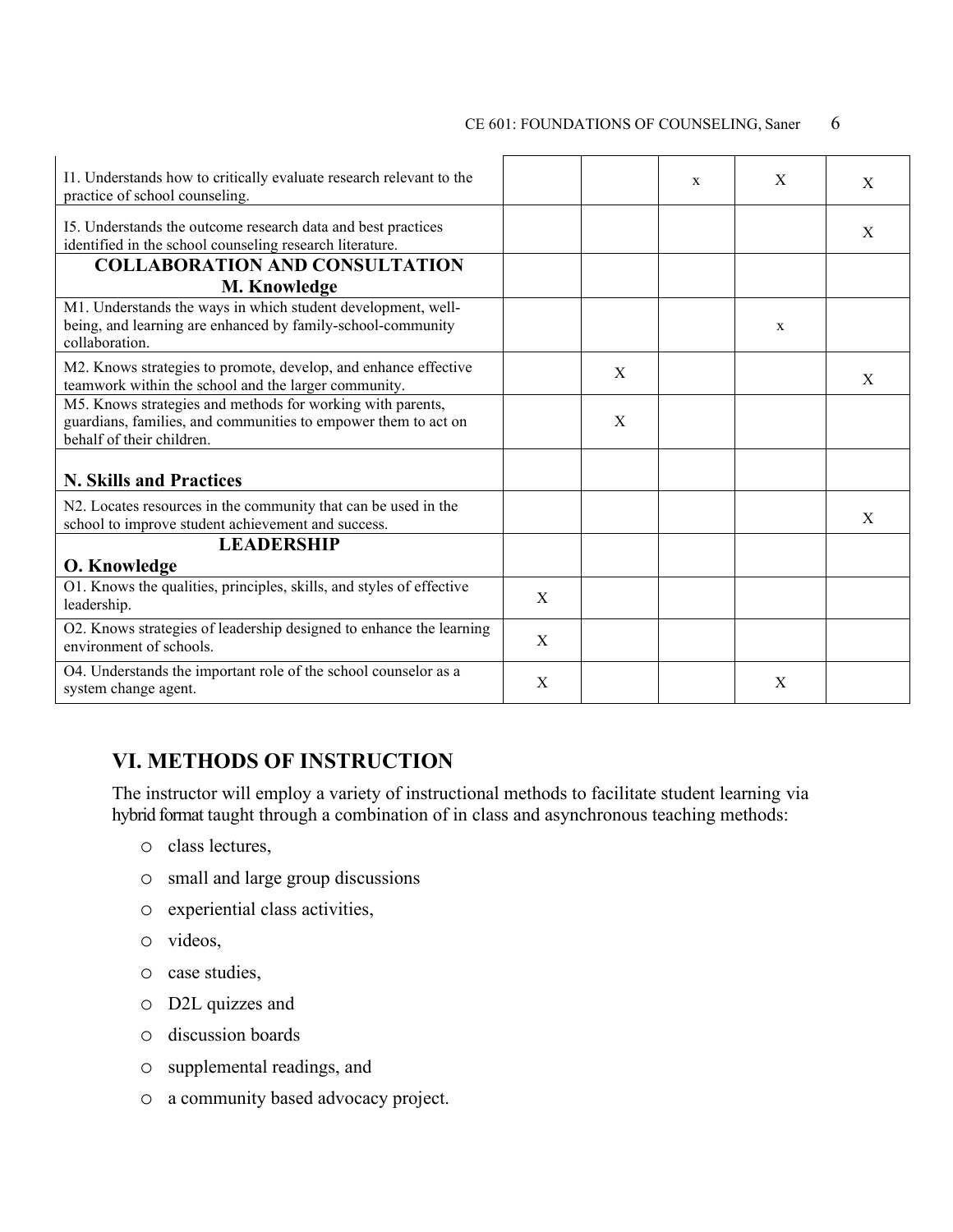| | | | | | |
|---|---|---|---|---|---|
| I1. Understands how to critically evaluate research relevant to the practice of school counseling. | | | x | X | X |
| I5. Understands the outcome research data and best practices identified in the school counseling research literature. | | | | | X |
| **COLLABORATION AND CONSULTATION**<br>**M. Knowledge** | | | | | |
| M1. Understands the ways in which student development, well-being, and learning are enhanced by family-school-community collaboration. | | | | x | |
| M2. Knows strategies to promote, develop, and enhance effective teamwork within the school and the larger community. | | X | | | X |
| M5. Knows strategies and methods for working with parents, guardians, families, and communities to empower them to act on behalf of their children. | | X | | | |
| **N. Skills and Practices** | | | | | |
| N2. Locates resources in the community that can be used in the school to improve student achievement and success. | | | | | X |
| **LEADERSHIP**<br>**O. Knowledge** | | | | | |
| O1. Knows the qualities, principles, skills, and styles of effective leadership. | X | | | | |
| O2. Knows strategies of leadership designed to enhance the learning environment of schools. | X | | | | |
| O4. Understands the important role of the school counselor as a system change agent. | X | | | X | |

## VI. METHODS OF INSTRUCTION

The instructor will employ a variety of instructional methods to facilitate student learning via hybrid format taught through a combination of in class and asynchronous teaching methods:

- class lectures,
- small and large group discussions
- experiential class activities,
- videos,
- case studies,
- D2L quizzes and
- discussion boards
- supplemental readings, and
- a community based advocacy project.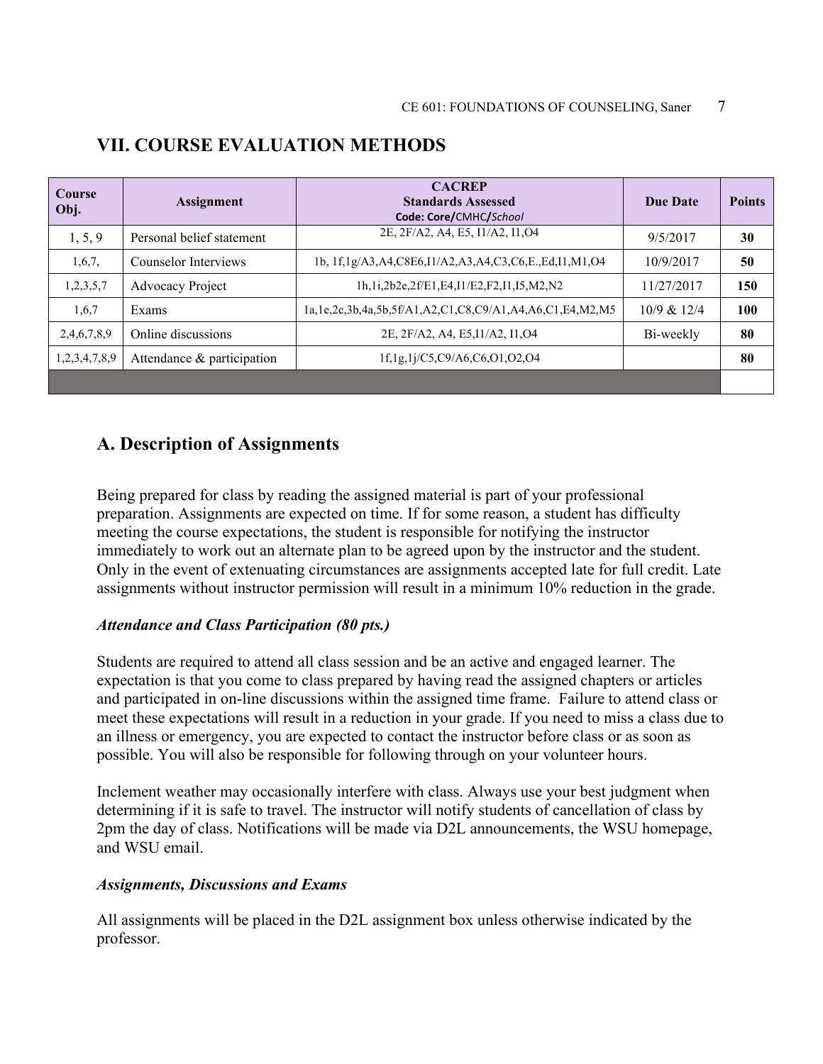## VII. COURSE EVALUATION METHODS

| Course Obj. | Assignment | CACREP Standards Assessed Code: Core/CMHC/*School* | Due Date | Points |
|---|---|---|---|---|
| 1, 5, 9 | Personal belief statement | 2E, 2F/A2, A4, E5, I1/A2, I1,O4 | 9/5/2017 | **30** |
| 1,6,7, | Counselor Interviews | 1b, 1f,1g/A3,A4,C8E6,I1/A2,A3,A4,C3,C6,E.,Ed,I1,M1,O4 | 10/9/2017 | **50** |
| 1,2,3,5,7 | Advocacy Project | 1h,1i,2b2e,2f/E1,E4,I1/E2,F2,I1,I5,M2,N2 | 11/27/2017 | **150** |
| 1,6,7 | Exams | 1a,1e,2c,3b,4a,5b,5f/A1,A2,C1,C8,C9/A1,A4,A6,C1,E4,M2,M5 | 10/9 & 12/4 | **100** |
| 2,4,6,7,8,9 | Online discussions | 2E, 2F/A2, A4, E5,I1/A2, I1,O4 | Bi-weekly | **80** |
| 1,2,3,4,7,8,9 | Attendance & participation | 1f,1g,1j/C5,C9/A6,C6,O1,O2,O4 | | **80** |
| | | | | |

## A. Description of Assignments

Being prepared for class by reading the assigned material is part of your professional preparation. Assignments are expected on time. If for some reason, a student has difficulty meeting the course expectations, the student is responsible for notifying the instructor immediately to work out an alternate plan to be agreed upon by the instructor and the student. Only in the event of extenuating circumstances are assignments accepted late for full credit. Late assignments without instructor permission will result in a minimum 10% reduction in the grade.

***Attendance and Class Participation (80 pts.)***

Students are required to attend all class session and be an active and engaged learner. The expectation is that you come to class prepared by having read the assigned chapters or articles and participated in on-line discussions within the assigned time frame. Failure to attend class or meet these expectations will result in a reduction in your grade. If you need to miss a class due to an illness or emergency, you are expected to contact the instructor before class or as soon as possible. You will also be responsible for following through on your volunteer hours.

Inclement weather may occasionally interfere with class. Always use your best judgment when determining if it is safe to travel. The instructor will notify students of cancellation of class by 2pm the day of class. Notifications will be made via D2L announcements, the WSU homepage, and WSU email.

***Assignments, Discussions and Exams***

All assignments will be placed in the D2L assignment box unless otherwise indicated by the professor.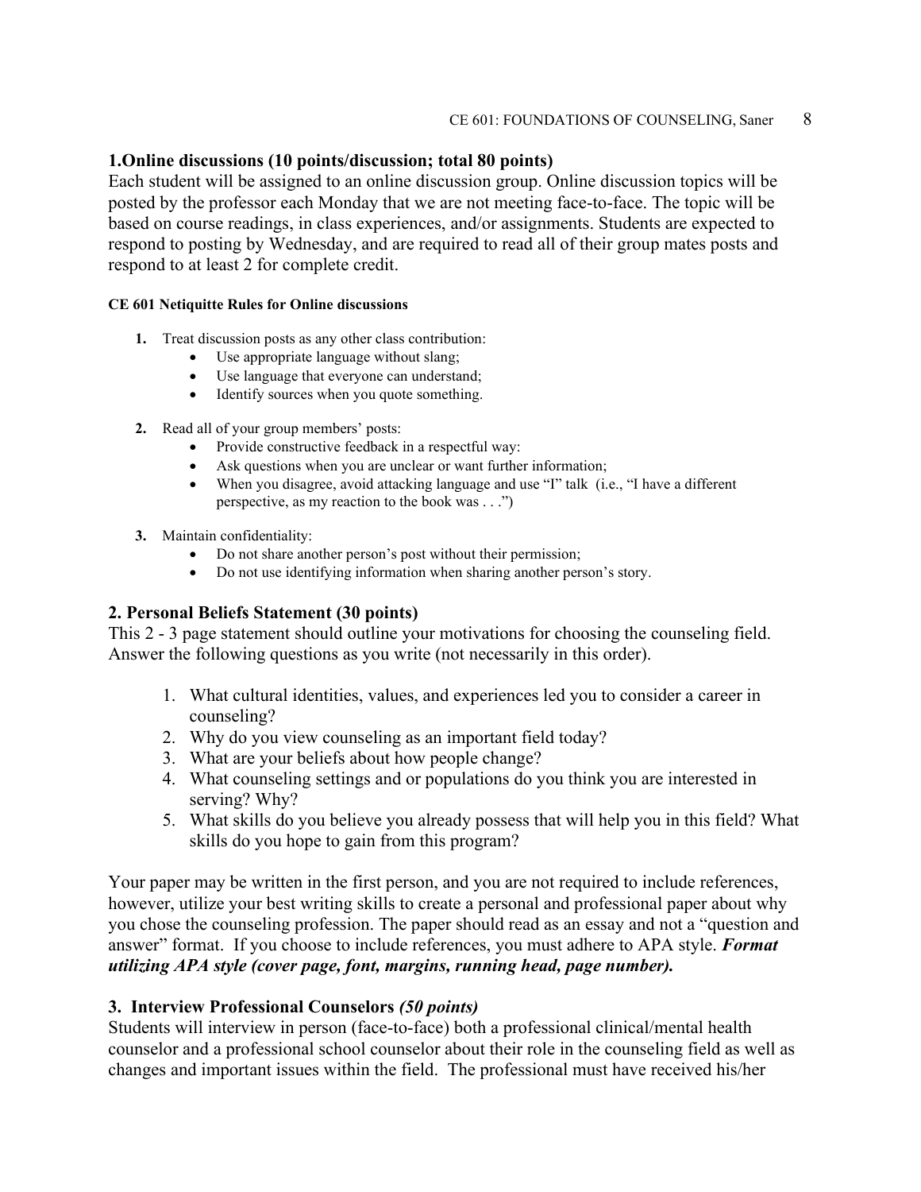### 1.Online discussions (10 points/discussion; total 80 points)

Each student will be assigned to an online discussion group. Online discussion topics will be posted by the professor each Monday that we are not meeting face-to-face. The topic will be based on course readings, in class experiences, and/or assignments. Students are expected to respond to posting by Wednesday, and are required to read all of their group mates posts and respond to at least 2 for complete credit.

**CE 601 Netiquitte Rules for Online discussions**

1. Treat discussion posts as any other class contribution:
   - Use appropriate language without slang;
   - Use language that everyone can understand;
   - Identify sources when you quote something.
2. Read all of your group members' posts:
   - Provide constructive feedback in a respectful way:
   - Ask questions when you are unclear or want further information;
   - When you disagree, avoid attacking language and use "I" talk (i.e., "I have a different perspective, as my reaction to the book was . . .")
3. Maintain confidentiality:
   - Do not share another person's post without their permission;
   - Do not use identifying information when sharing another person's story.

### 2. Personal Beliefs Statement (30 points)

This 2 - 3 page statement should outline your motivations for choosing the counseling field. Answer the following questions as you write (not necessarily in this order).

1. What cultural identities, values, and experiences led you to consider a career in counseling?
2. Why do you view counseling as an important field today?
3. What are your beliefs about how people change?
4. What counseling settings and or populations do you think you are interested in serving? Why?
5. What skills do you believe you already possess that will help you in this field? What skills do you hope to gain from this program?

Your paper may be written in the first person, and you are not required to include references, however, utilize your best writing skills to create a personal and professional paper about why you chose the counseling profession. The paper should read as an essay and not a "question and answer" format. If you choose to include references, you must adhere to APA style. ***Format utilizing APA style (cover page, font, margins, running head, page number).***

### 3. Interview Professional Counselors *(50 points)*

Students will interview in person (face-to-face) both a professional clinical/mental health counselor and a professional school counselor about their role in the counseling field as well as changes and important issues within the field. The professional must have received his/her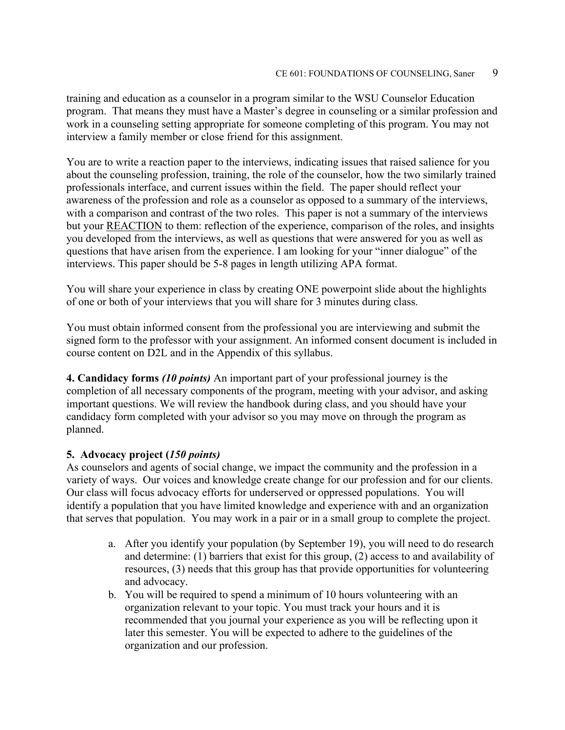training and education as a counselor in a program similar to the WSU Counselor Education program. That means they must have a Master's degree in counseling or a similar profession and work in a counseling setting appropriate for someone completing of this program. You may not interview a family member or close friend for this assignment.

You are to write a reaction paper to the interviews, indicating issues that raised salience for you about the counseling profession, training, the role of the counselor, how the two similarly trained professionals interface, and current issues within the field. The paper should reflect your awareness of the profession and role as a counselor as opposed to a summary of the interviews, with a comparison and contrast of the two roles. This paper is not a summary of the interviews but your <u>REACTION</u> to them: reflection of the experience, comparison of the roles, and insights you developed from the interviews, as well as questions that were answered for you as well as questions that have arisen from the experience. I am looking for your "inner dialogue" of the interviews. This paper should be 5-8 pages in length utilizing APA format.

You will share your experience in class by creating ONE powerpoint slide about the highlights of one or both of your interviews that you will share for 3 minutes during class.

You must obtain informed consent from the professional you are interviewing and submit the signed form to the professor with your assignment. An informed consent document is included in course content on D2L and in the Appendix of this syllabus.

**4. Candidacy forms** ***(10 points)*** An important part of your professional journey is the completion of all necessary components of the program, meeting with your advisor, and asking important questions. We will review the handbook during class, and you should have your candidacy form completed with your advisor so you may move on through the program as planned.

**5. Advocacy project (*150 points)***

As counselors and agents of social change, we impact the community and the profession in a variety of ways. Our voices and knowledge create change for our profession and for our clients. Our class will focus advocacy efforts for underserved or oppressed populations. You will identify a population that you have limited knowledge and experience with and an organization that serves that population. You may work in a pair or in a small group to complete the project.

a. After you identify your population (by September 19), you will need to do research and determine: (1) barriers that exist for this group, (2) access to and availability of resources, (3) needs that this group has that provide opportunities for volunteering and advocacy.
b. You will be required to spend a minimum of 10 hours volunteering with an organization relevant to your topic. You must track your hours and it is recommended that you journal your experience as you will be reflecting upon it later this semester. You will be expected to adhere to the guidelines of the organization and our profession.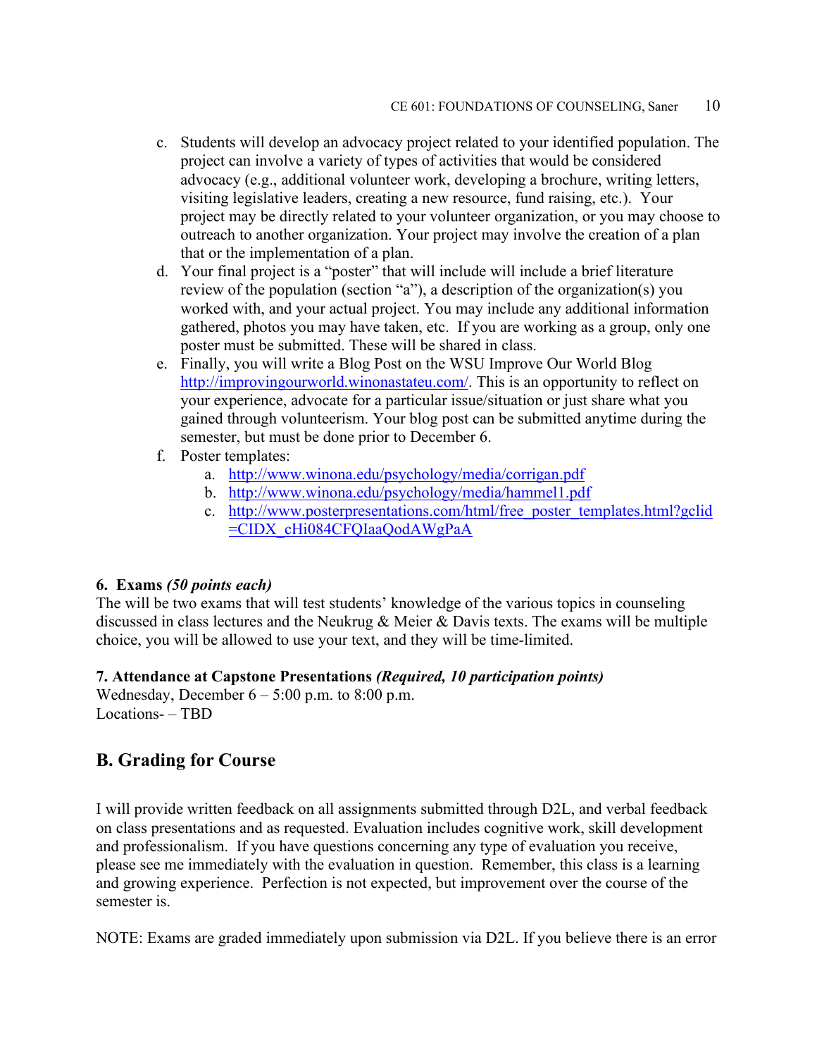c. Students will develop an advocacy project related to your identified population. The project can involve a variety of types of activities that would be considered advocacy (e.g., additional volunteer work, developing a brochure, writing letters, visiting legislative leaders, creating a new resource, fund raising, etc.). Your project may be directly related to your volunteer organization, or you may choose to outreach to another organization. Your project may involve the creation of a plan that or the implementation of a plan.

d. Your final project is a "poster" that will include will include a brief literature review of the population (section "a"), a description of the organization(s) you worked with, and your actual project. You may include any additional information gathered, photos you may have taken, etc. If you are working as a group, only one poster must be submitted. These will be shared in class.

e. Finally, you will write a Blog Post on the WSU Improve Our World Blog http://improvingourworld.winonastateu.com/. This is an opportunity to reflect on your experience, advocate for a particular issue/situation or just share what you gained through volunteerism. Your blog post can be submitted anytime during the semester, but must be done prior to December 6.

f. Poster templates:
   a. http://www.winona.edu/psychology/media/corrigan.pdf
   b. http://www.winona.edu/psychology/media/hammel1.pdf
   c. http://www.posterpresentations.com/html/free_poster_templates.html?gclid=CIDX_cHi084CFQIaaQodAWgPaA

**6. Exams *(50 points each)***

The will be two exams that will test students' knowledge of the various topics in counseling discussed in class lectures and the Neukrug & Meier & Davis texts. The exams will be multiple choice, you will be allowed to use your text, and they will be time-limited.

**7. Attendance at Capstone Presentations *(Required, 10 participation points)***

Wednesday, December 6 – 5:00 p.m. to 8:00 p.m.
Locations- – TBD

## B. Grading for Course

I will provide written feedback on all assignments submitted through D2L, and verbal feedback on class presentations and as requested. Evaluation includes cognitive work, skill development and professionalism. If you have questions concerning any type of evaluation you receive, please see me immediately with the evaluation in question. Remember, this class is a learning and growing experience. Perfection is not expected, but improvement over the course of the semester is.

NOTE: Exams are graded immediately upon submission via D2L. If you believe there is an error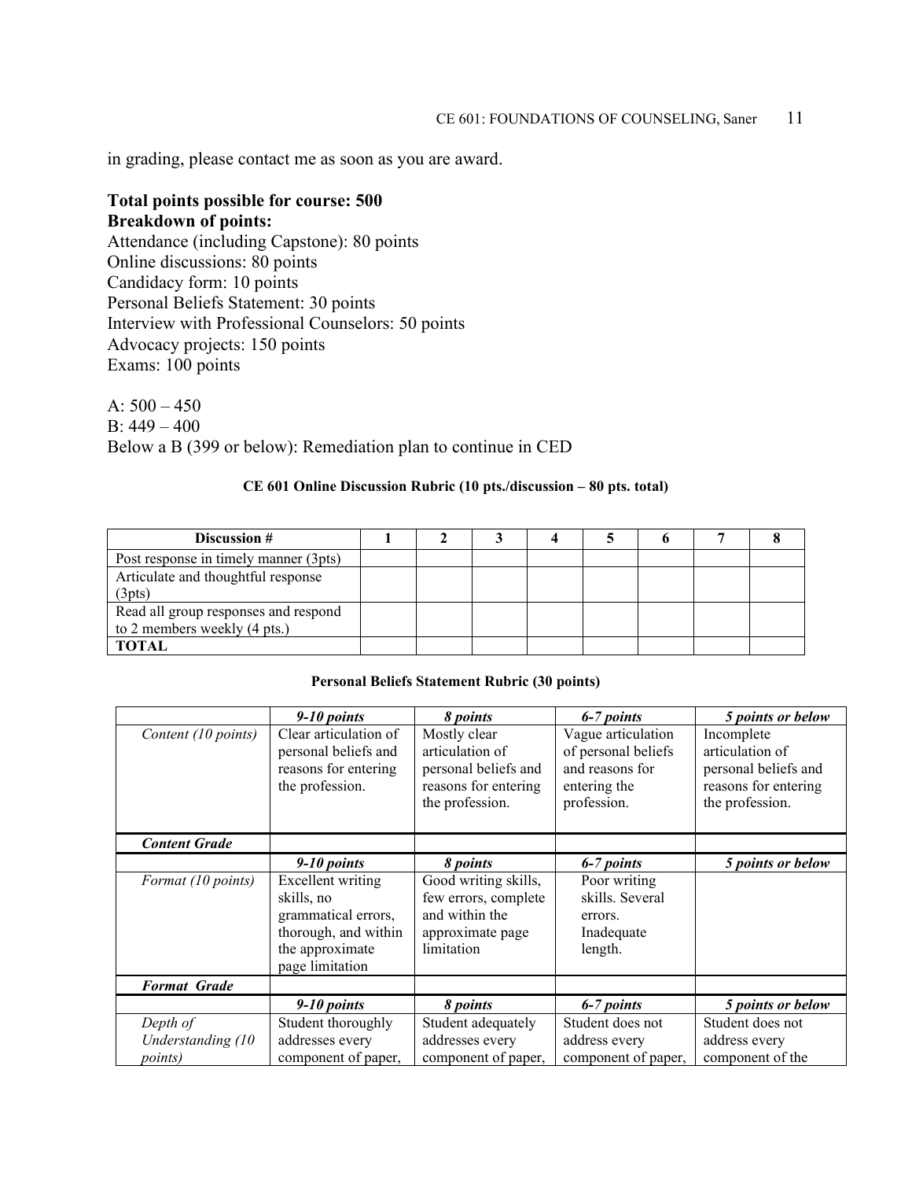in grading, please contact me as soon as you are award.

**Total points possible for course: 500**
**Breakdown of points:**
Attendance (including Capstone): 80 points
Online discussions: 80 points
Candidacy form: 10 points
Personal Beliefs Statement: 30 points
Interview with Professional Counselors: 50 points
Advocacy projects: 150 points
Exams: 100 points

A: 500 – 450
B: 449 – 400
Below a B (399 or below): Remediation plan to continue in CED

**CE 601 Online Discussion Rubric (10 pts./discussion – 80 pts. total)**

| Discussion # | 1 | 2 | 3 | 4 | 5 | 6 | 7 | 8 |
|---|---|---|---|---|---|---|---|---|
| Post response in timely manner (3pts) | | | | | | | | |
| Articulate and thoughtful response (3pts) | | | | | | | | |
| Read all group responses and respond to 2 members weekly (4 pts.) | | | | | | | | |
| **TOTAL** | | | | | | | | |

**Personal Beliefs Statement Rubric (30 points)**

| | *9-10 points* | *8 points* | *6-7 points* | *5 points or below* |
|---|---|---|---|---|
| *Content (10 points)* | Clear articulation of personal beliefs and reasons for entering the profession. | Mostly clear articulation of personal beliefs and reasons for entering the profession. | Vague articulation of personal beliefs and reasons for entering the profession. | Incomplete articulation of personal beliefs and reasons for entering the profession. |
| ***Content Grade*** | | | | |
| | *9-10 points* | *8 points* | *6-7 points* | *5 points or below* |
| *Format (10 points)* | Excellent writing skills, no grammatical errors, thorough, and within the approximate page limitation | Good writing skills, few errors, complete and within the approximate page limitation | Poor writing skills. Several errors. Inadequate length. | |
| ***Format Grade*** | | | | |
| | *9-10 points* | *8 points* | *6-7 points* | *5 points or below* |
| *Depth of Understanding (10 points)* | Student thoroughly addresses every component of paper, | Student adequately addresses every component of paper, | Student does not address every component of paper, | Student does not address every component of the |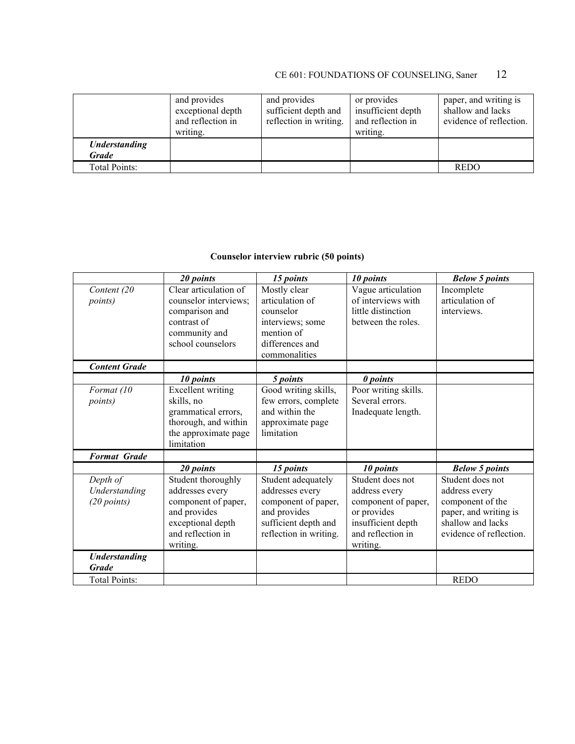| | and provides exceptional depth and reflection in writing. | and provides sufficient depth and reflection in writing. | or provides insufficient depth and reflection in writing. | paper, and writing is shallow and lacks evidence of reflection. |
|---|---|---|---|---|
| ***Understanding Grade*** | | | | |
| Total Points: | | | | REDO |

**Counselor interview rubric (50 points)**

| | ***20 points*** | ***15 points*** | ***10 points*** | ***Below 5 points*** |
|---|---|---|---|---|
| *Content (20 points)* | Clear articulation of counselor interviews; comparison and contrast of community and school counselors | Mostly clear articulation of counselor interviews; some mention of differences and commonalities | Vague articulation of interviews with little distinction between the roles. | Incomplete articulation of interviews. |
| ***Content Grade*** | | | | |
| | ***10 points*** | ***5 points*** | ***0 points*** | |
| *Format (10 points)* | Excellent writing skills, no grammatical errors, thorough, and within the approximate page limitation | Good writing skills, few errors, complete and within the approximate page limitation | Poor writing skills. Several errors. Inadequate length. | |
| ***Format Grade*** | | | | |
| | ***20 points*** | ***15 points*** | ***10 points*** | ***Below 5 points*** |
| *Depth of Understanding (20 points)* | Student thoroughly addresses every component of paper, and provides exceptional depth and reflection in writing. | Student adequately addresses every component of paper, and provides sufficient depth and reflection in writing. | Student does not address every component of paper, or provides insufficient depth and reflection in writing. | Student does not address every component of the paper, and writing is shallow and lacks evidence of reflection. |
| ***Understanding Grade*** | | | | |
| Total Points: | | | | REDO |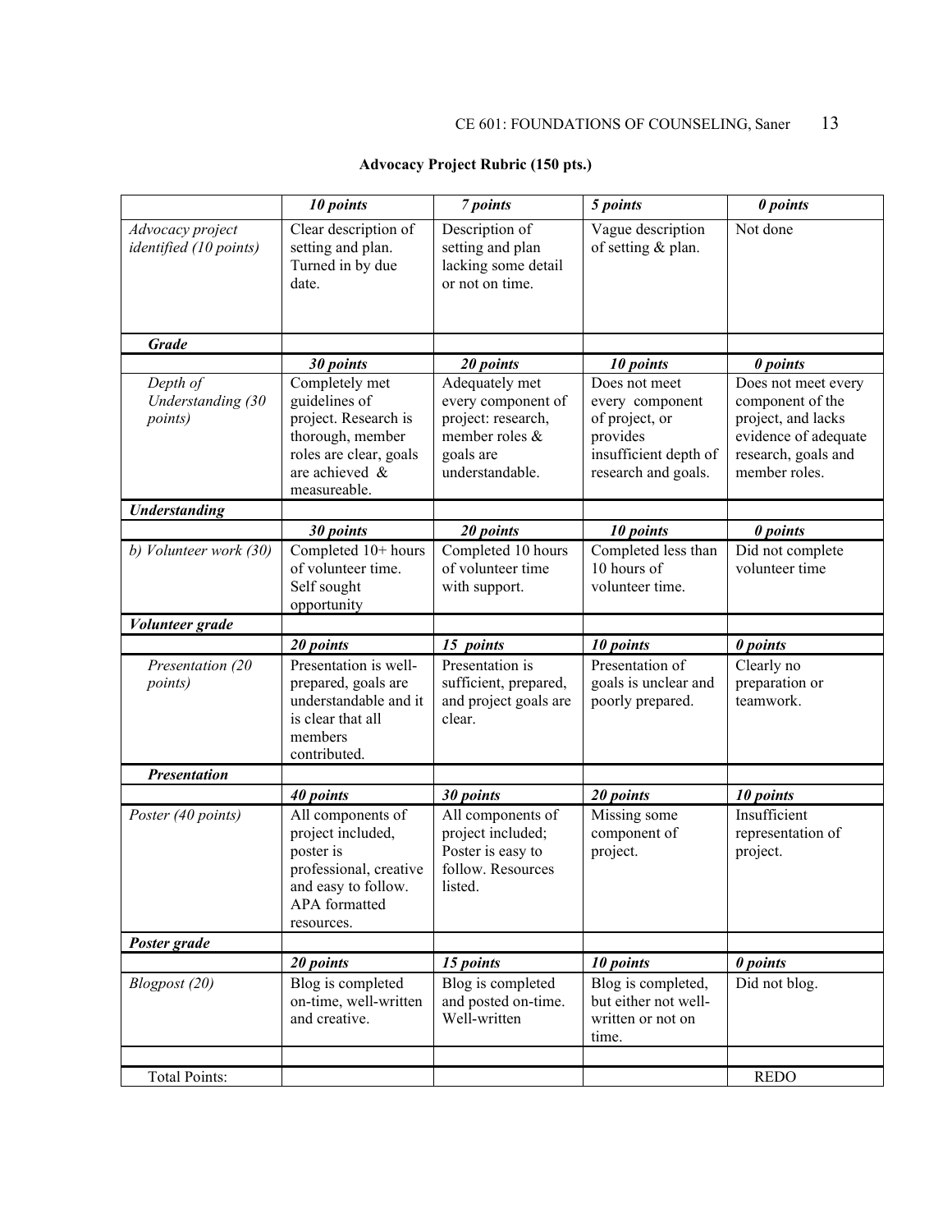**Advocacy Project Rubric (150 pts.)**

| | ***10 points*** | ***7 points*** | ***5 points*** | ***0 points*** |
|---|---|---|---|---|
| *Advocacy project identified (10 points)* | Clear description of setting and plan. Turned in by due date. | Description of setting and plan lacking some detail or not on time. | Vague description of setting & plan. | Not done |
| ***Grade*** | | | | |
| | ***30 points*** | ***20 points*** | ***10 points*** | ***0 points*** |
| *Depth of Understanding (30 points)* | Completely met guidelines of project. Research is thorough, member roles are clear, goals are achieved & measureable. | Adequately met every component of project: research, member roles & goals are understandable. | Does not meet every component of project, or provides insufficient depth of research and goals. | Does not meet every component of the project, and lacks evidence of adequate research, goals and member roles. |
| ***Understanding*** | | | | |
| | ***30 points*** | ***20 points*** | ***10 points*** | ***0 points*** |
| *b) Volunteer work (30)* | Completed 10+ hours of volunteer time. Self sought opportunity | Completed 10 hours of volunteer time with support. | Completed less than 10 hours of volunteer time. | Did not complete volunteer time |
| ***Volunteer grade*** | | | | |
| | ***20 points*** | ***15 points*** | ***10 points*** | ***0 points*** |
| *Presentation (20 points)* | Presentation is well-prepared, goals are understandable and it is clear that all members contributed. | Presentation is sufficient, prepared, and project goals are clear. | Presentation of goals is unclear and poorly prepared. | Clearly no preparation or teamwork. |
| ***Presentation*** | | | | |
| | ***40 points*** | ***30 points*** | ***20 points*** | ***10 points*** |
| *Poster (40 points)* | All components of project included, poster is professional, creative and easy to follow. APA formatted resources. | All components of project included; Poster is easy to follow. Resources listed. | Missing some component of project. | Insufficient representation of project. |
| ***Poster grade*** | | | | |
| | ***20 points*** | ***15 points*** | ***10 points*** | ***0 points*** |
| *Blogpost (20)* | Blog is completed on-time, well-written and creative. | Blog is completed and posted on-time. Well-written | Blog is completed, but either not well-written or not on time. | Did not blog. |
| | | | | |
| Total Points: | | | | REDO |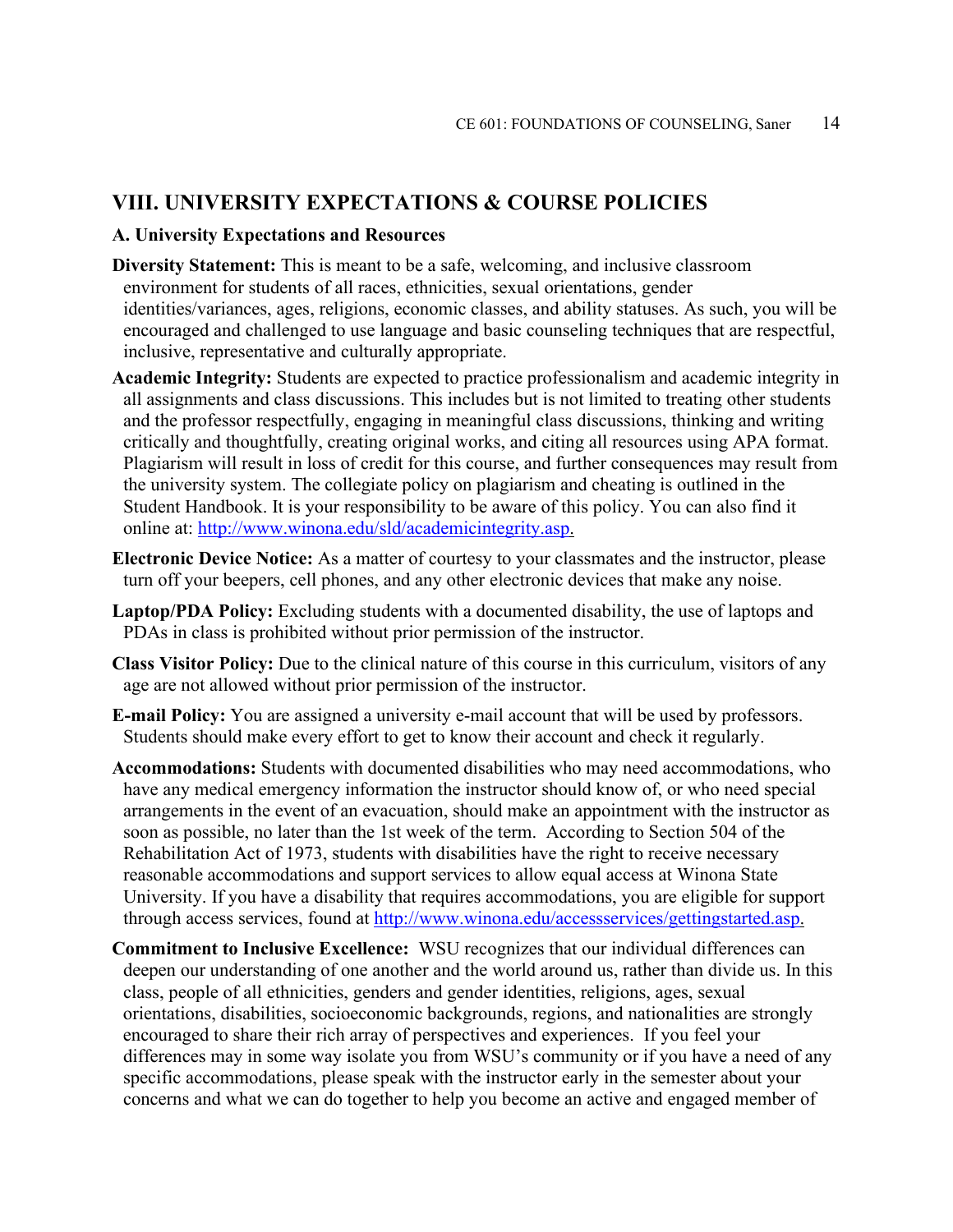## VIII. UNIVERSITY EXPECTATIONS & COURSE POLICIES

### A. University Expectations and Resources

**Diversity Statement:** This is meant to be a safe, welcoming, and inclusive classroom environment for students of all races, ethnicities, sexual orientations, gender identities/variances, ages, religions, economic classes, and ability statuses. As such, you will be encouraged and challenged to use language and basic counseling techniques that are respectful, inclusive, representative and culturally appropriate.

**Academic Integrity:** Students are expected to practice professionalism and academic integrity in all assignments and class discussions. This includes but is not limited to treating other students and the professor respectfully, engaging in meaningful class discussions, thinking and writing critically and thoughtfully, creating original works, and citing all resources using APA format. Plagiarism will result in loss of credit for this course, and further consequences may result from the university system. The collegiate policy on plagiarism and cheating is outlined in the Student Handbook. It is your responsibility to be aware of this policy. You can also find it online at: http://www.winona.edu/sld/academicintegrity.asp.

**Electronic Device Notice:** As a matter of courtesy to your classmates and the instructor, please turn off your beepers, cell phones, and any other electronic devices that make any noise.

**Laptop/PDA Policy:** Excluding students with a documented disability, the use of laptops and PDAs in class is prohibited without prior permission of the instructor.

**Class Visitor Policy:** Due to the clinical nature of this course in this curriculum, visitors of any age are not allowed without prior permission of the instructor.

**E-mail Policy:** You are assigned a university e-mail account that will be used by professors. Students should make every effort to get to know their account and check it regularly.

**Accommodations:** Students with documented disabilities who may need accommodations, who have any medical emergency information the instructor should know of, or who need special arrangements in the event of an evacuation, should make an appointment with the instructor as soon as possible, no later than the 1st week of the term. According to Section 504 of the Rehabilitation Act of 1973, students with disabilities have the right to receive necessary reasonable accommodations and support services to allow equal access at Winona State University. If you have a disability that requires accommodations, you are eligible for support through access services, found at http://www.winona.edu/accessservices/gettingstarted.asp.

**Commitment to Inclusive Excellence:** WSU recognizes that our individual differences can deepen our understanding of one another and the world around us, rather than divide us. In this class, people of all ethnicities, genders and gender identities, religions, ages, sexual orientations, disabilities, socioeconomic backgrounds, regions, and nationalities are strongly encouraged to share their rich array of perspectives and experiences. If you feel your differences may in some way isolate you from WSU's community or if you have a need of any specific accommodations, please speak with the instructor early in the semester about your concerns and what we can do together to help you become an active and engaged member of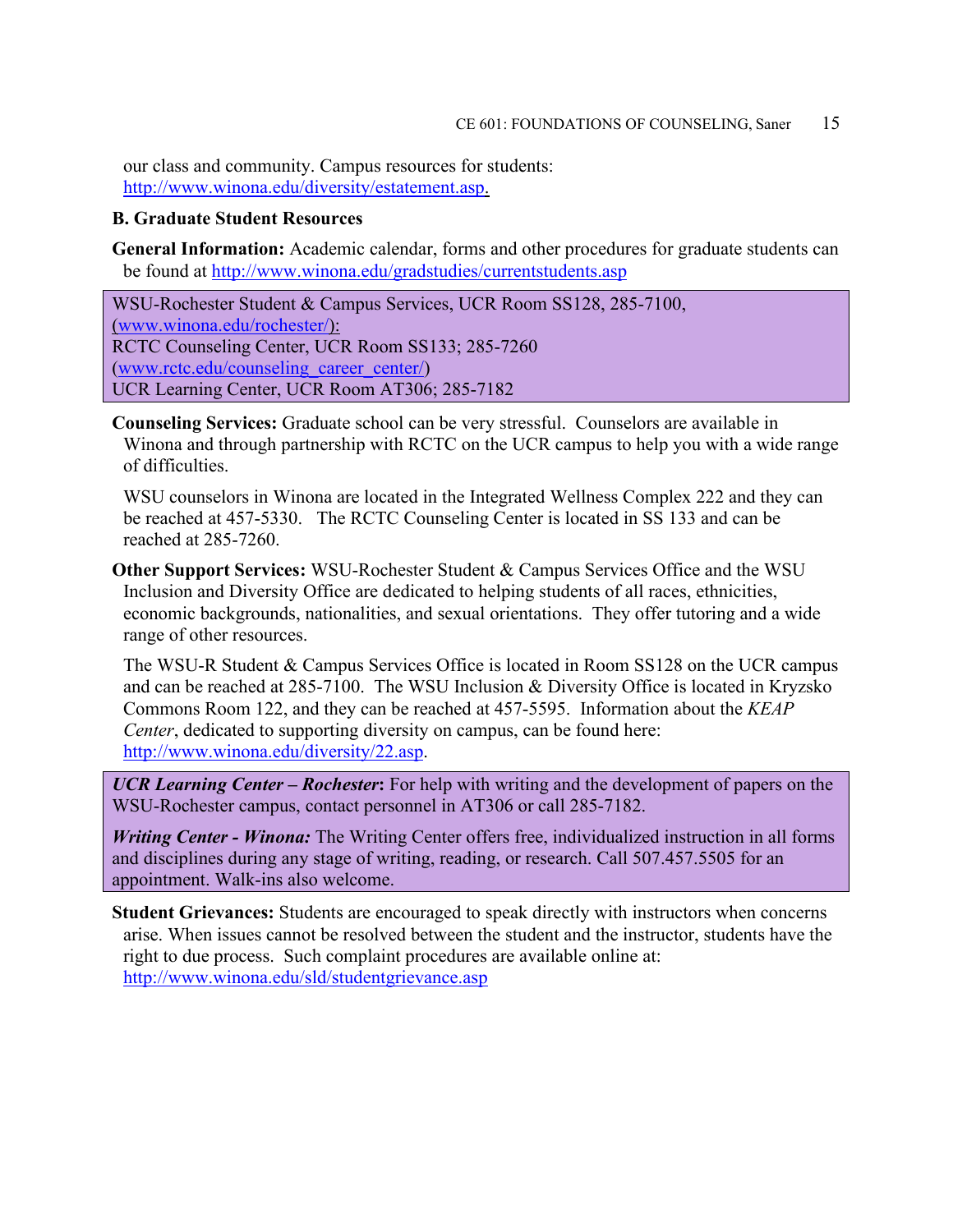our class and community. Campus resources for students: http://www.winona.edu/diversity/estatement.asp.

### B. Graduate Student Resources

**General Information:** Academic calendar, forms and other procedures for graduate students can be found at http://www.winona.edu/gradstudies/currentstudents.asp

WSU-Rochester Student & Campus Services, UCR Room SS128, 285-7100, (www.winona.edu/rochester/):
RCTC Counseling Center, UCR Room SS133; 285-7260 (www.rctc.edu/counseling_career_center/)
UCR Learning Center, UCR Room AT306; 285-7182

**Counseling Services:** Graduate school can be very stressful. Counselors are available in Winona and through partnership with RCTC on the UCR campus to help you with a wide range of difficulties.

WSU counselors in Winona are located in the Integrated Wellness Complex 222 and they can be reached at 457-5330. The RCTC Counseling Center is located in SS 133 and can be reached at 285-7260.

**Other Support Services:** WSU-Rochester Student & Campus Services Office and the WSU Inclusion and Diversity Office are dedicated to helping students of all races, ethnicities, economic backgrounds, nationalities, and sexual orientations. They offer tutoring and a wide range of other resources.

The WSU-R Student & Campus Services Office is located in Room SS128 on the UCR campus and can be reached at 285-7100. The WSU Inclusion & Diversity Office is located in Kryzsko Commons Room 122, and they can be reached at 457-5595. Information about the *KEAP Center*, dedicated to supporting diversity on campus, can be found here: http://www.winona.edu/diversity/22.asp.

***UCR Learning Center – Rochester*:** For help with writing and the development of papers on the WSU-Rochester campus, contact personnel in AT306 or call 285-7182.

***Writing Center - Winona:*** The Writing Center offers free, individualized instruction in all forms and disciplines during any stage of writing, reading, or research. Call 507.457.5505 for an appointment. Walk-ins also welcome.

**Student Grievances:** Students are encouraged to speak directly with instructors when concerns arise. When issues cannot be resolved between the student and the instructor, students have the right to due process. Such complaint procedures are available online at: http://www.winona.edu/sld/studentgrievance.asp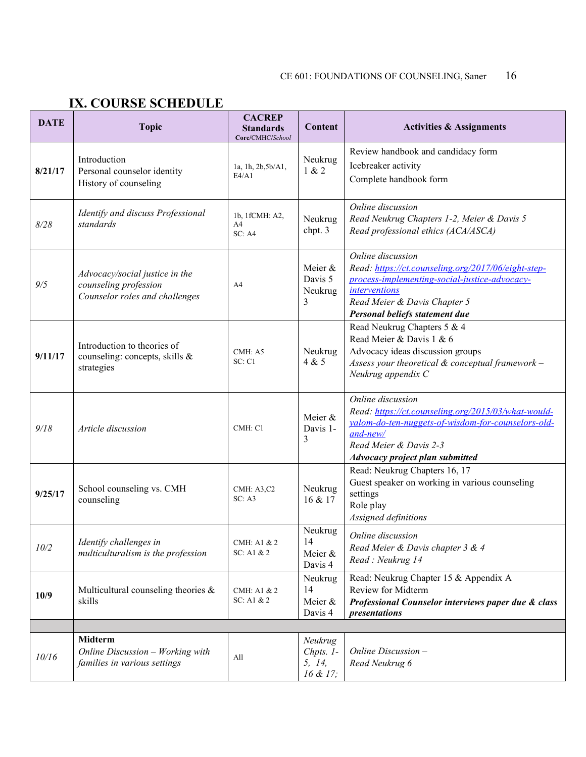## IX. COURSE SCHEDULE

| DATE | Topic | CACREP Standards Core/CMHC/*School* | Content | Activities & Assignments |
|---|---|---|---|---|
| **8/21/17** | Introduction<br>Personal counselor identity<br>History of counseling | 1a, 1h, 2b,5b/A1, E4/A1 | Neukrug 1 & 2 | Review handbook and candidacy form<br>Icebreaker activity<br>Complete handbook form |
| *8/28* | *Identify and discuss Professional standards* | 1b, 1fCMH: A2, A4<br>SC: A4 | Neukrug chpt. 3 | *Online discussion*<br>*Read Neukrug Chapters 1-2, Meier & Davis 5*<br>*Read professional ethics (ACA/ASCA)* |
| *9/5* | *Advocacy/social justice in the counseling profession*<br>*Counselor roles and challenges* | A4 | Meier & Davis 5<br>Neukrug 3 | *Online discussion*<br>*Read: https://ct.counseling.org/2017/06/eight-step-process-implementing-social-justice-advocacy-interventions*<br>*Read Meier & Davis Chapter 5*<br>***Personal beliefs statement due*** |
| **9/11/17** | Introduction to theories of counseling: concepts, skills & strategies | CMH: A5<br>SC: C1 | Neukrug 4 & 5 | Read Neukrug Chapters 5 & 4<br>Read Meier & Davis 1 & 6<br>Advocacy ideas discussion groups<br>*Assess your theoretical & conceptual framework – Neukrug appendix C* |
| *9/18* | *Article discussion* | CMH: C1 | Meier & Davis 1-3 | *Online discussion*<br>*Read: https://ct.counseling.org/2015/03/what-would-yalom-do-ten-nuggets-of-wisdom-for-counselors-old-and-new/*<br>*Read Meier & Davis 2-3*<br>***Advocacy project plan submitted*** |
| **9/25/17** | School counseling vs. CMH counseling | CMH: A3,C2<br>SC: A3 | Neukrug 16 & 17 | Read: Neukrug Chapters 16, 17<br>Guest speaker on working in various counseling settings<br>Role play<br>*Assigned definitions* |
| *10/2* | *Identify challenges in multiculturalism is the profession* | CMH: A1 & 2<br>SC: A1 & 2 | Neukrug 14<br>Meier & Davis 4 | *Online discussion*<br>*Read Meier & Davis chapter 3 & 4*<br>*Read : Neukrug 14* |
| **10/9** | Multicultural counseling theories & skills | CMH: A1 & 2<br>SC: A1 & 2 | Neukrug 14<br>Meier & Davis 4 | Read: Neukrug Chapter 15 & Appendix A<br>Review for Midterm<br>***Professional Counselor interviews paper due & class presentations*** |
| | | | | |
| *10/16* | **Midterm**<br>*Online Discussion – Working with families in various settings* | All | *Neukrug Chpts. 1-5, 14, 16 & 17;* | *Online Discussion –*<br>*Read Neukrug 6* |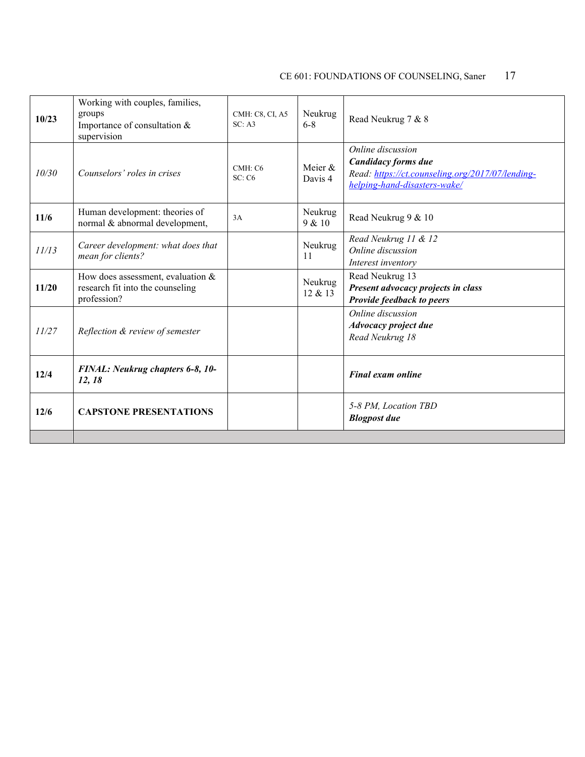| | | | | |
|---|---|---|---|---|
| **10/23** | Working with couples, families, groups<br>Importance of consultation & supervision | CMH: C8, CI, A5<br>SC: A3 | Neukrug 6-8 | Read Neukrug 7 & 8 |
| *10/30* | *Counselors' roles in crises* | CMH: C6<br>SC: C6 | Meier & Davis 4 | *Online discussion*<br>***Candidacy forms due***<br>*Read: https://ct.counseling.org/2017/07/lending-helping-hand-disasters-wake/* |
| **11/6** | Human development: theories of normal & abnormal development, | 3A | Neukrug 9 & 10 | Read Neukrug 9 & 10 |
| *11/13* | *Career development: what does that mean for clients?* | | Neukrug 11 | *Read Neukrug 11 & 12*<br>*Online discussion*<br>*Interest inventory* |
| **11/20** | How does assessment, evaluation & research fit into the counseling profession? | | Neukrug 12 & 13 | Read Neukrug 13<br>***Present advocacy projects in class***<br>***Provide feedback to peers*** |
| *11/27* | *Reflection & review of semester* | | | *Online discussion*<br>***Advocacy project due***<br>*Read Neukrug 18* |
| **12/4** | ***FINAL: Neukrug chapters 6-8, 10-12, 18*** | | | ***Final exam online*** |
| **12/6** | **CAPSTONE PRESENTATIONS** | | | *5-8 PM, Location TBD*<br>***Blogpost due*** |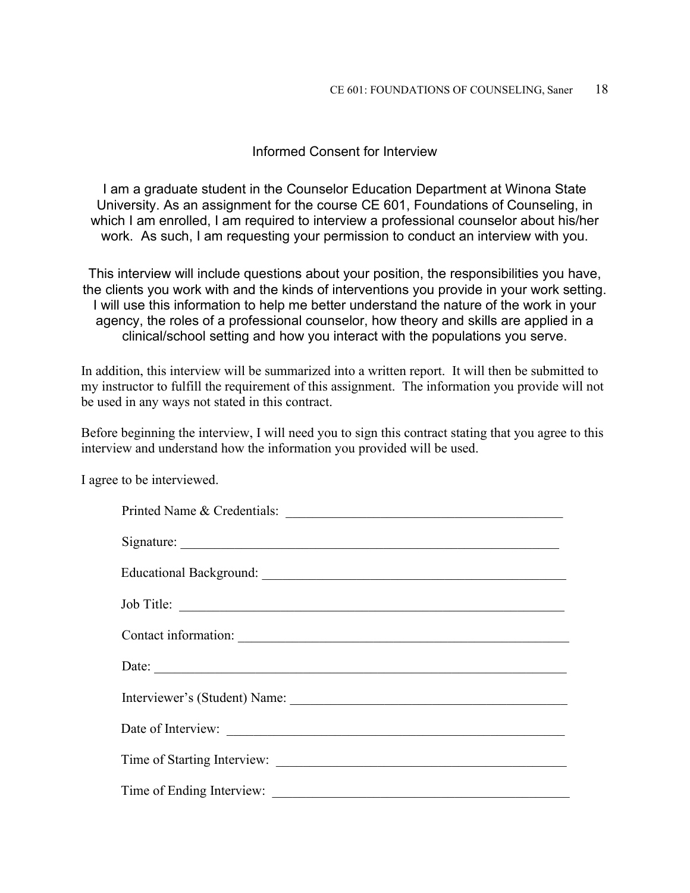## Informed Consent for Interview

I am a graduate student in the Counselor Education Department at Winona State University. As an assignment for the course CE 601, Foundations of Counseling, in which I am enrolled, I am required to interview a professional counselor about his/her work. As such, I am requesting your permission to conduct an interview with you.

This interview will include questions about your position, the responsibilities you have, the clients you work with and the kinds of interventions you provide in your work setting. I will use this information to help me better understand the nature of the work in your agency, the roles of a professional counselor, how theory and skills are applied in a clinical/school setting and how you interact with the populations you serve.

In addition, this interview will be summarized into a written report. It will then be submitted to my instructor to fulfill the requirement of this assignment. The information you provide will not be used in any ways not stated in this contract.

Before beginning the interview, I will need you to sign this contract stating that you agree to this interview and understand how the information you provided will be used.

I agree to be interviewed.

Printed Name & Credentials: ________________________________________

Signature: ________________________________________

Educational Background: ________________________________________

Job Title: ________________________________________

Contact information: ________________________________________

Date: ________________________________________

Interviewer's (Student) Name: ________________________________________

Date of Interview: ________________________________________

Time of Starting Interview: ________________________________________

Time of Ending Interview: ________________________________________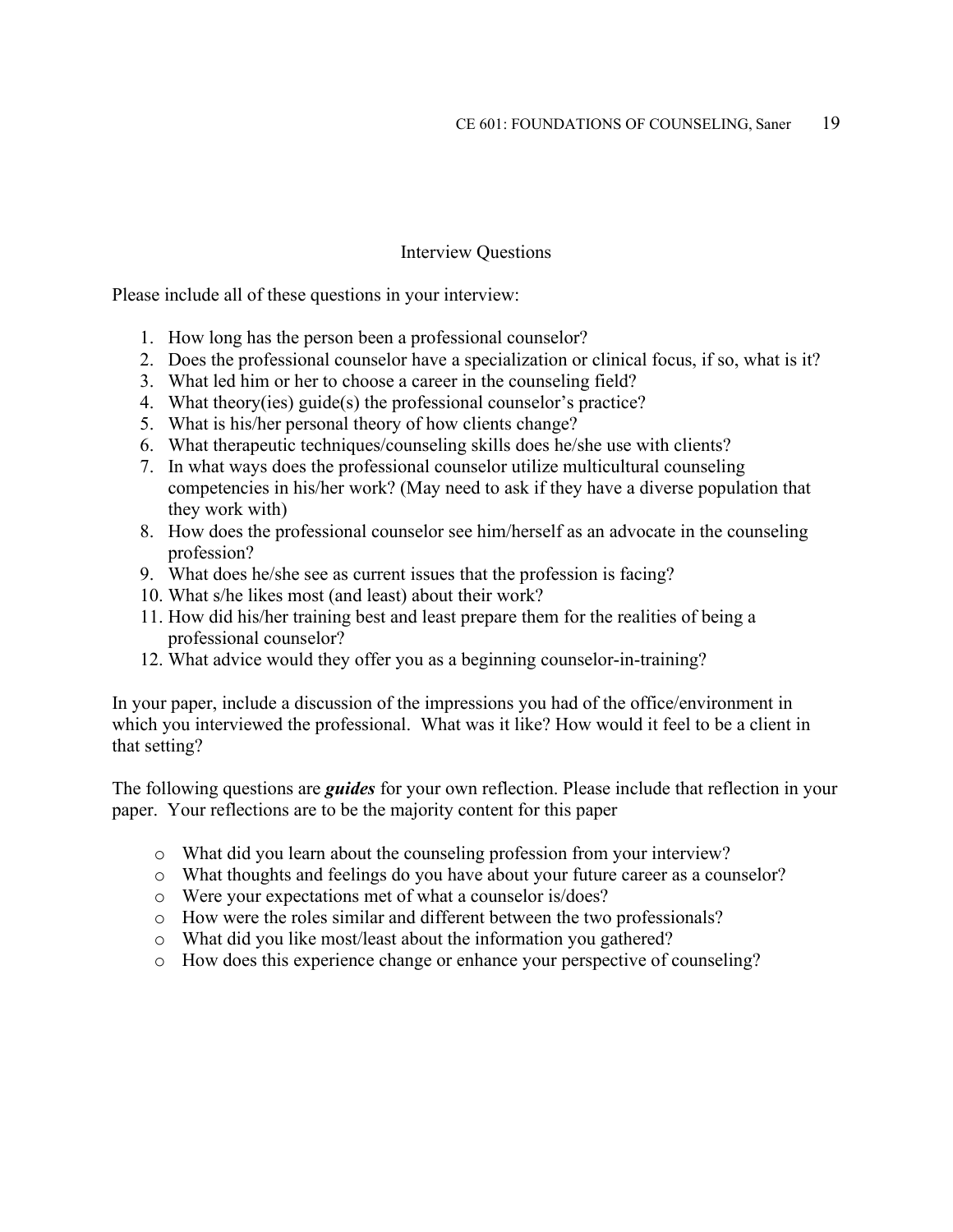## Interview Questions

Please include all of these questions in your interview:

1. How long has the person been a professional counselor?
2. Does the professional counselor have a specialization or clinical focus, if so, what is it?
3. What led him or her to choose a career in the counseling field?
4. What theory(ies) guide(s) the professional counselor's practice?
5. What is his/her personal theory of how clients change?
6. What therapeutic techniques/counseling skills does he/she use with clients?
7. In what ways does the professional counselor utilize multicultural counseling competencies in his/her work? (May need to ask if they have a diverse population that they work with)
8. How does the professional counselor see him/herself as an advocate in the counseling profession?
9. What does he/she see as current issues that the profession is facing?
10. What s/he likes most (and least) about their work?
11. How did his/her training best and least prepare them for the realities of being a professional counselor?
12. What advice would they offer you as a beginning counselor-in-training?

In your paper, include a discussion of the impressions you had of the office/environment in which you interviewed the professional. What was it like? How would it feel to be a client in that setting?

The following questions are ***guides*** for your own reflection. Please include that reflection in your paper. Your reflections are to be the majority content for this paper

- What did you learn about the counseling profession from your interview?
- What thoughts and feelings do you have about your future career as a counselor?
- Were your expectations met of what a counselor is/does?
- How were the roles similar and different between the two professionals?
- What did you like most/least about the information you gathered?
- How does this experience change or enhance your perspective of counseling?